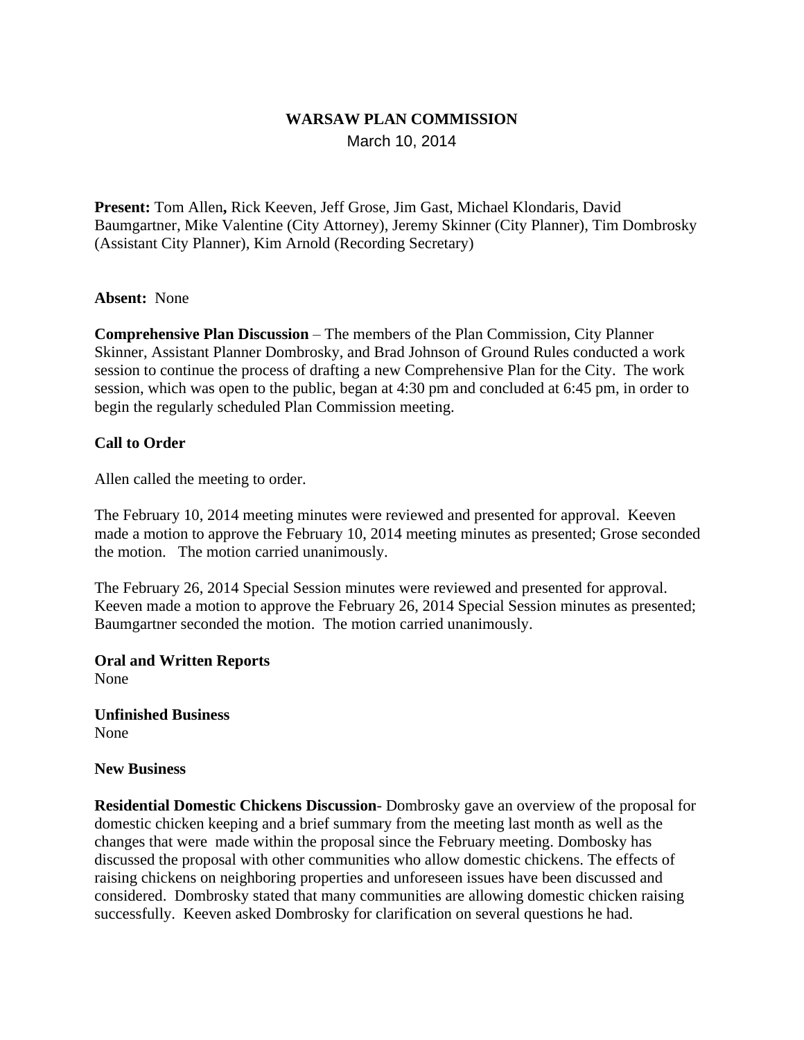# WARSAW PLAN COMMISSION

March 10, 2014

**Present:** Tom Allen**,** Rick Keeven, Jeff Grose, Jim Gast, Michael Klondaris, David Baumgartner, Mike Valentine (City Attorney), Jeremy Skinner (City Planner), Tim Dombrosky (Assistant City Planner), Kim Arnold (Recording Secretary)

**Absent:** None

**Comprehensive Plan Discussion** – The members of the Plan Commission, City Planner Skinner, Assistant Planner Dombrosky, and Brad Johnson of Ground Rules conducted a work session to continue the process of drafting a new Comprehensive Plan for the City. The work session, which was open to the public, began at 4:30 pm and concluded at 6:45 pm, in order to begin the regularly scheduled Plan Commission meeting.

**Call to Order**

Allen called the meeting to order.

The February 10, 2014 meeting minutes were reviewed and presented for approval. Keeven made a motion to approve the February 10, 2014 meeting minutes as presented; Grose seconded the motion. The motion carried unanimously.

The February 26, 2014 Special Session minutes were reviewed and presented for approval. Keeven made a motion to approve the February 26, 2014 Special Session minutes as presented; Baumgartner seconded the motion. The motion carried unanimously.

**Oral and Written Reports**
None

**Unfinished Business**
None

**New Business**

**Residential Domestic Chickens Discussion**- Dombrosky gave an overview of the proposal for domestic chicken keeping and a brief summary from the meeting last month as well as the changes that were made within the proposal since the February meeting. Dombosky has discussed the proposal with other communities who allow domestic chickens. The effects of raising chickens on neighboring properties and unforeseen issues have been discussed and considered. Dombrosky stated that many communities are allowing domestic chicken raising successfully. Keeven asked Dombrosky for clarification on several questions he had.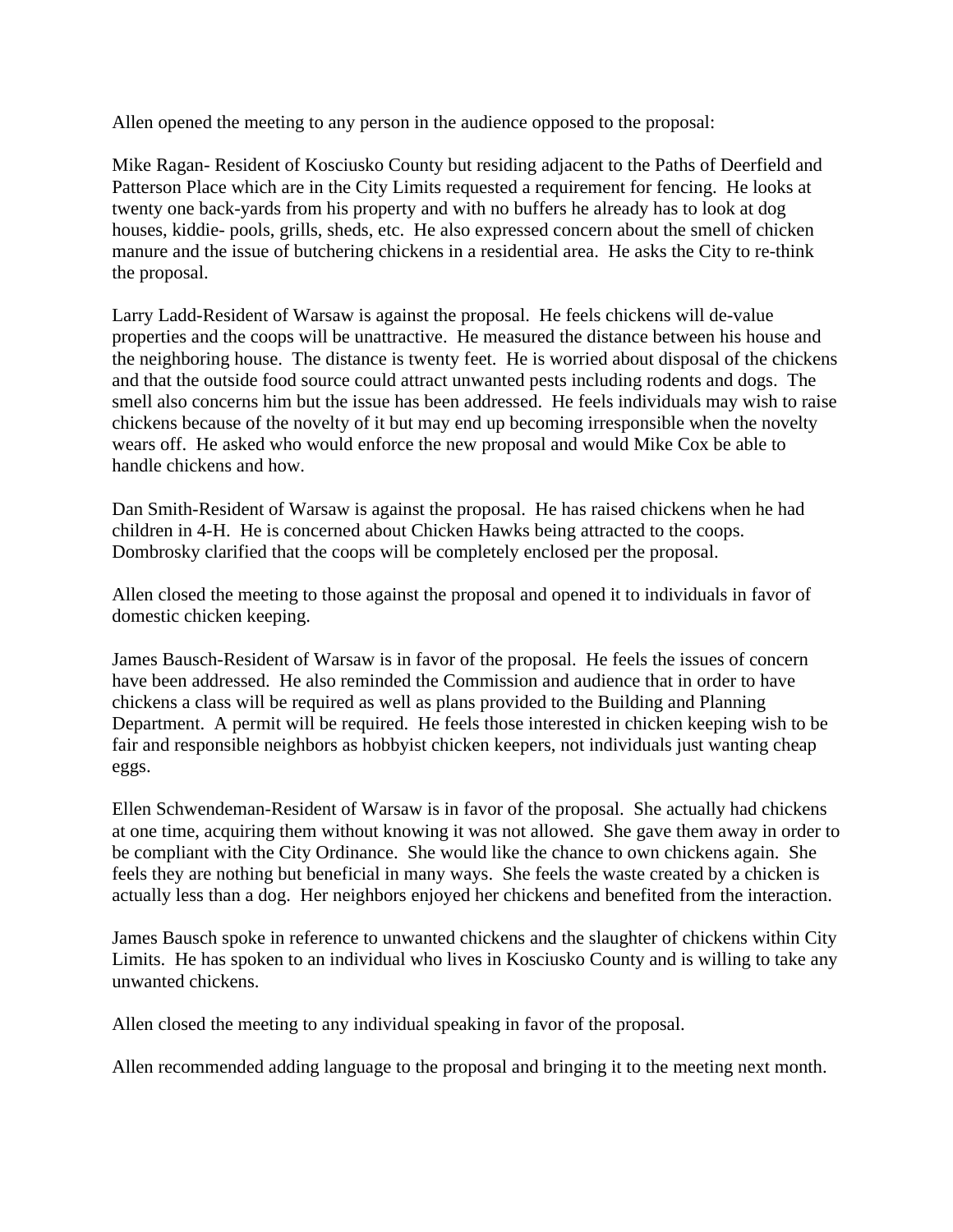Allen opened the meeting to any person in the audience opposed to the proposal:

Mike Ragan- Resident of Kosciusko County but residing adjacent to the Paths of Deerfield and Patterson Place which are in the City Limits requested a requirement for fencing. He looks at twenty one back-yards from his property and with no buffers he already has to look at dog houses, kiddie- pools, grills, sheds, etc. He also expressed concern about the smell of chicken manure and the issue of butchering chickens in a residential area. He asks the City to re-think the proposal.

Larry Ladd-Resident of Warsaw is against the proposal. He feels chickens will de-value properties and the coops will be unattractive. He measured the distance between his house and the neighboring house. The distance is twenty feet. He is worried about disposal of the chickens and that the outside food source could attract unwanted pests including rodents and dogs. The smell also concerns him but the issue has been addressed. He feels individuals may wish to raise chickens because of the novelty of it but may end up becoming irresponsible when the novelty wears off. He asked who would enforce the new proposal and would Mike Cox be able to handle chickens and how.

Dan Smith-Resident of Warsaw is against the proposal. He has raised chickens when he had children in 4-H. He is concerned about Chicken Hawks being attracted to the coops. Dombrosky clarified that the coops will be completely enclosed per the proposal.

Allen closed the meeting to those against the proposal and opened it to individuals in favor of domestic chicken keeping.

James Bausch-Resident of Warsaw is in favor of the proposal. He feels the issues of concern have been addressed. He also reminded the Commission and audience that in order to have chickens a class will be required as well as plans provided to the Building and Planning Department. A permit will be required. He feels those interested in chicken keeping wish to be fair and responsible neighbors as hobbyist chicken keepers, not individuals just wanting cheap eggs.

Ellen Schwendeman-Resident of Warsaw is in favor of the proposal. She actually had chickens at one time, acquiring them without knowing it was not allowed. She gave them away in order to be compliant with the City Ordinance. She would like the chance to own chickens again. She feels they are nothing but beneficial in many ways. She feels the waste created by a chicken is actually less than a dog. Her neighbors enjoyed her chickens and benefited from the interaction.

James Bausch spoke in reference to unwanted chickens and the slaughter of chickens within City Limits. He has spoken to an individual who lives in Kosciusko County and is willing to take any unwanted chickens.

Allen closed the meeting to any individual speaking in favor of the proposal.

Allen recommended adding language to the proposal and bringing it to the meeting next month.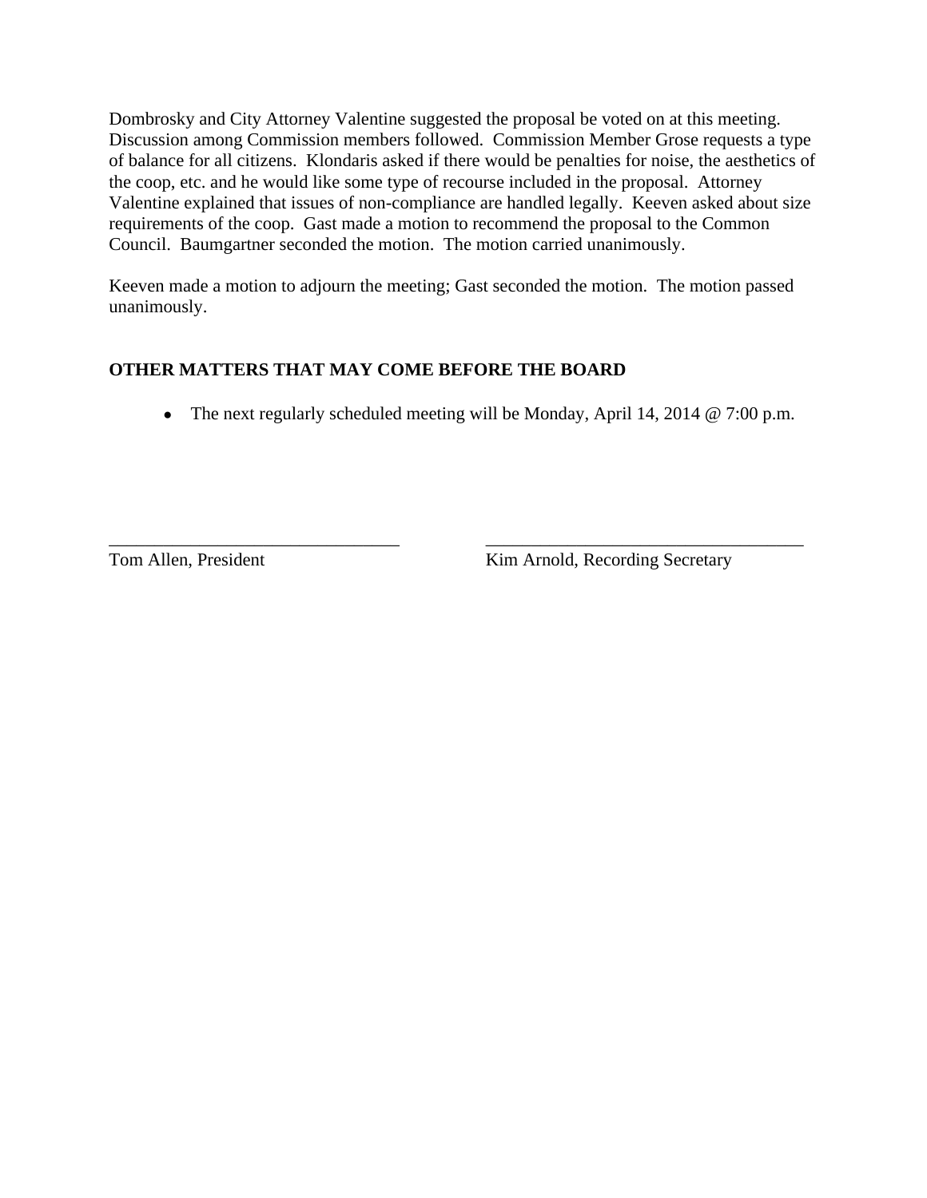Dombrosky and City Attorney Valentine suggested the proposal be voted on at this meeting. Discussion among Commission members followed. Commission Member Grose requests a type of balance for all citizens. Klondaris asked if there would be penalties for noise, the aesthetics of the coop, etc. and he would like some type of recourse included in the proposal. Attorney Valentine explained that issues of non-compliance are handled legally. Keeven asked about size requirements of the coop. Gast made a motion to recommend the proposal to the Common Council. Baumgartner seconded the motion. The motion carried unanimously.

Keeven made a motion to adjourn the meeting; Gast seconded the motion. The motion passed unanimously.

**OTHER MATTERS THAT MAY COME BEFORE THE BOARD**

- The next regularly scheduled meeting will be Monday, April 14, 2014 @ 7:00 p.m.

_______________________________ 　　　 __________________________________

Tom Allen, President 　　　　　　　　　 Kim Arnold, Recording Secretary